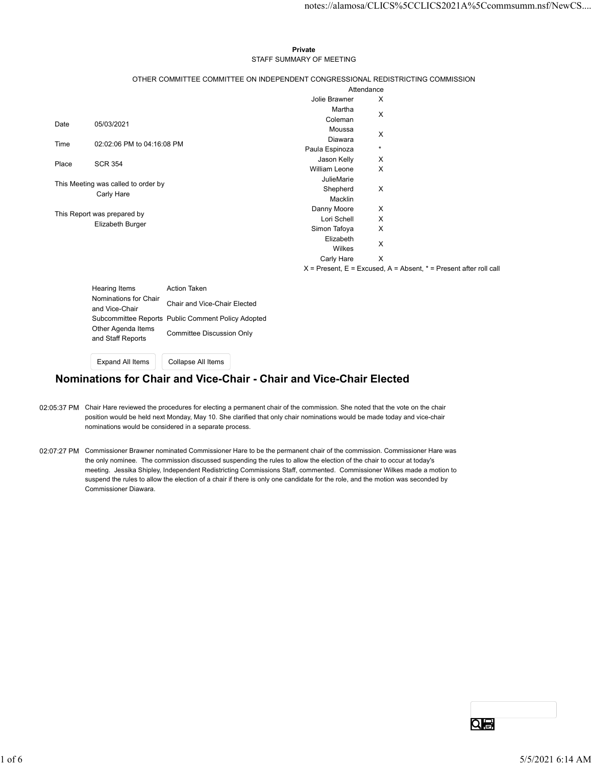**Private**

STAFF SUMMARY OF MEETING

OTHER COMMITTEE COMMITTEE ON INDEPENDENT CONGRESSIONAL REDISTRICTING COMMISSION

| | |
|---|---|
| Date | 05/03/2021 |
| Time | 02:02:06 PM to 04:16:08 PM |
| Place | SCR 354 |

This Meeting was called to order by
Carly Hare

This Report was prepared by
Elizabeth Burger

| | Attendance |
|---|---|
| Jolie Brawner | X |
| Martha Coleman | X |
| Moussa Diawara | X |
| Paula Espinoza | * |
| Jason Kelly | X |
| William Leone | X |
| JulieMarie Shepherd Macklin | X |
| Danny Moore | X |
| Lori Schell | X |
| Simon Tafoya | X |
| Elizabeth Wilkes | X |
| Carly Hare | X |

X = Present, E = Excused, A = Absent, * = Present after roll call

| Hearing Items | Action Taken |
|---|---|
| Nominations for Chair and Vice-Chair | Chair and Vice-Chair Elected |
| Subcommittee Reports | Public Comment Policy Adopted |
| Other Agenda Items and Staff Reports | Committee Discussion Only |

## Nominations for Chair and Vice-Chair - Chair and Vice-Chair Elected

02:05:37 PM Chair Hare reviewed the procedures for electing a permanent chair of the commission. She noted that the vote on the chair position would be held next Monday, May 10. She clarified that only chair nominations would be made today and vice-chair nominations would be considered in a separate process.

02:07:27 PM Commissioner Brawner nominated Commissioner Hare to be the permanent chair of the commission. Commissioner Hare was the only nominee. The commission discussed suspending the rules to allow the election of the chair to occur at today's meeting. Jessika Shipley, Independent Redistricting Commissions Staff, commented. Commissioner Wilkes made a motion to suspend the rules to allow the election of a chair if there is only one candidate for the role, and the motion was seconded by Commissioner Diawara.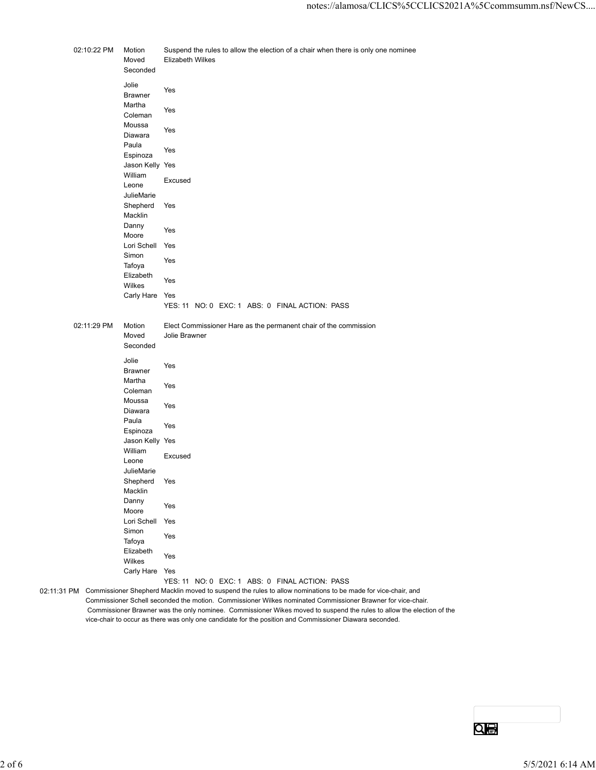02:10:22 PM

| | |
|---|---|
| Motion | Suspend the rules to allow the election of a chair when there is only one nominee |
| Moved | Elizabeth Wilkes |
| Seconded | |
| Jolie Brawner | Yes |
| Martha Coleman | Yes |
| Moussa Diawara | Yes |
| Paula Espinoza | Yes |
| Jason Kelly | Yes |
| William Leone | Excused |
| JulieMarie Shepherd Macklin | Yes |
| Danny Moore | Yes |
| Lori Schell | Yes |
| Simon Tafoya | Yes |
| Elizabeth Wilkes | Yes |
| Carly Hare | Yes |
| | YES: 11 NO: 0 EXC: 1 ABS: 0 FINAL ACTION: PASS |

02:11:29 PM

| | |
|---|---|
| Motion | Elect Commissioner Hare as the permanent chair of the commission |
| Moved | Jolie Brawner |
| Seconded | |
| Jolie Brawner | Yes |
| Martha Coleman | Yes |
| Moussa Diawara | Yes |
| Paula Espinoza | Yes |
| Jason Kelly | Yes |
| William Leone | Excused |
| JulieMarie Shepherd Macklin | Yes |
| Danny Moore | Yes |
| Lori Schell | Yes |
| Simon Tafoya | Yes |
| Elizabeth Wilkes | Yes |
| Carly Hare | Yes |
| | YES: 11 NO: 0 EXC: 1 ABS: 0 FINAL ACTION: PASS |

02:11:31 PM Commissioner Shepherd Macklin moved to suspend the rules to allow nominations to be made for vice-chair, and Commissioner Schell seconded the motion. Commissioner Wilkes nominated Commissioner Brawner for vice-chair. Commissioner Brawner was the only nominee. Commissioner Wikes moved to suspend the rules to allow the election of the vice-chair to occur as there was only one candidate for the position and Commissioner Diawara seconded.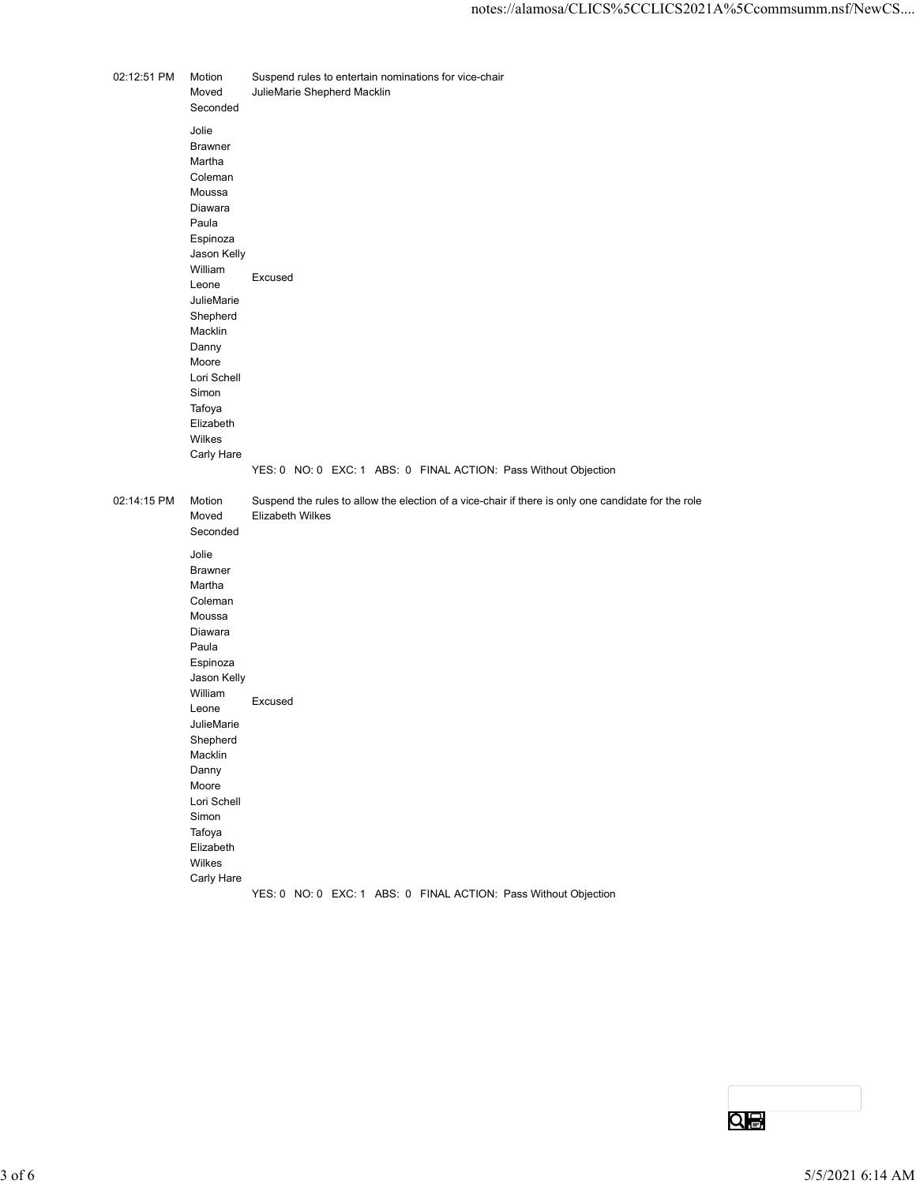| | | |
|---|---|---|
| 02:12:51 PM | Motion | Suspend rules to entertain nominations for vice-chair |
| | Moved | JulieMarie Shepherd Macklin |
| | Seconded | |
| | Jolie Brawner | |
| | Martha Coleman | |
| | Moussa Diawara | |
| | Paula Espinoza | |
| | Jason Kelly | |
| | William Leone | Excused |
| | JulieMarie Shepherd Macklin | |
| | Danny Moore | |
| | Lori Schell | |
| | Simon Tafoya | |
| | Elizabeth Wilkes | |
| | Carly Hare | |
| | | YES: 0 NO: 0 EXC: 1 ABS: 0 FINAL ACTION: Pass Without Objection |

| | | |
|---|---|---|
| 02:14:15 PM | Motion | Suspend the rules to allow the election of a vice-chair if there is only one candidate for the role |
| | Moved | Elizabeth Wilkes |
| | Seconded | |
| | Jolie Brawner | |
| | Martha Coleman | |
| | Moussa Diawara | |
| | Paula Espinoza | |
| | Jason Kelly | |
| | William Leone | Excused |
| | JulieMarie Shepherd Macklin | |
| | Danny Moore | |
| | Lori Schell | |
| | Simon Tafoya | |
| | Elizabeth Wilkes | |
| | Carly Hare | |
| | | YES: 0 NO: 0 EXC: 1 ABS: 0 FINAL ACTION: Pass Without Objection |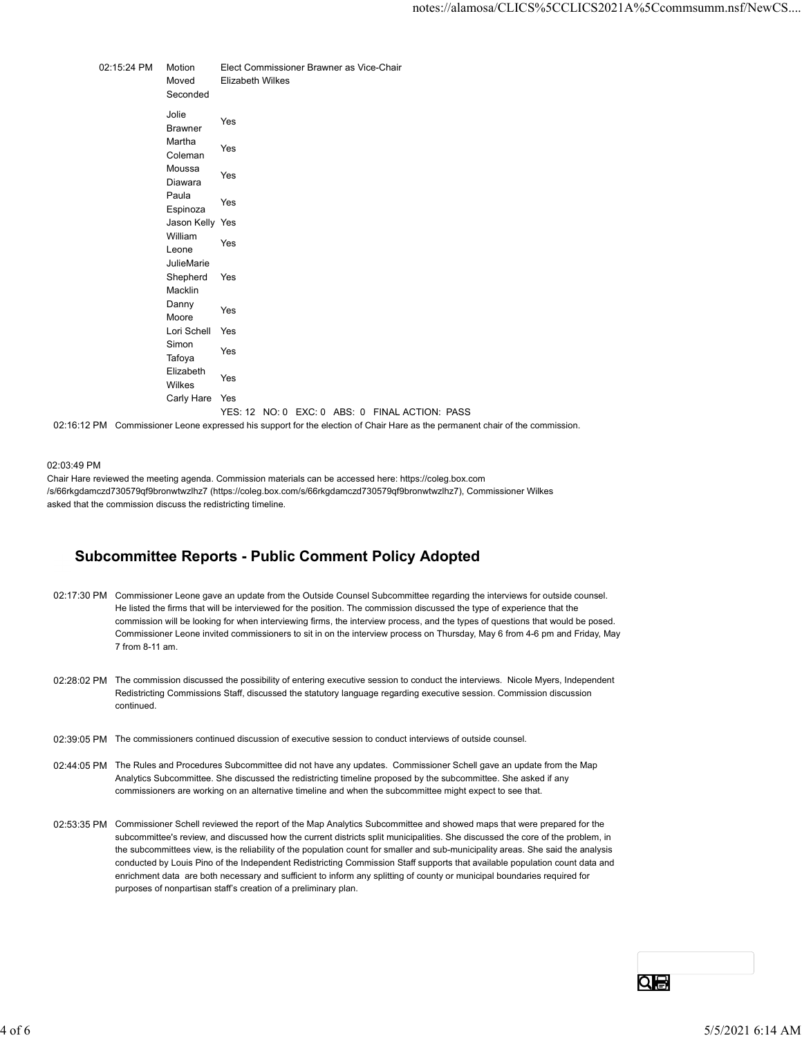| | | |
|---|---|---|
| 02:15:24 PM | Motion | Elect Commissioner Brawner as Vice-Chair |
| | Moved | Elizabeth Wilkes |
| | Seconded | |
| | Jolie Brawner | Yes |
| | Martha Coleman | Yes |
| | Moussa Diawara | Yes |
| | Paula Espinoza | Yes |
| | Jason Kelly | Yes |
| | William Leone | Yes |
| | JulieMarie Shepherd Macklin | Yes |
| | Danny Moore | Yes |
| | Lori Schell | Yes |
| | Simon Tafoya | Yes |
| | Elizabeth Wilkes | Yes |
| | Carly Hare | Yes |
| | | YES: 12 NO: 0 EXC: 0 ABS: 0 FINAL ACTION: PASS |

02:16:12 PM Commissioner Leone expressed his support for the election of Chair Hare as the permanent chair of the commission.

02:03:49 PM

Chair Hare reviewed the meeting agenda. Commission materials can be accessed here: https://coleg.box.com/s/66rkgdamczd730579qf9bronwtwzlhz7 (https://coleg.box.com/s/66rkgdamczd730579qf9bronwtwzlhz7), Commissioner Wilkes asked that the commission discuss the redistricting timeline.

## Subcommittee Reports - Public Comment Policy Adopted

02:17:30 PM Commissioner Leone gave an update from the Outside Counsel Subcommittee regarding the interviews for outside counsel. He listed the firms that will be interviewed for the position. The commission discussed the type of experience that the commission will be looking for when interviewing firms, the interview process, and the types of questions that would be posed. Commissioner Leone invited commissioners to sit in on the interview process on Thursday, May 6 from 4-6 pm and Friday, May 7 from 8-11 am.

02:28:02 PM The commission discussed the possibility of entering executive session to conduct the interviews. Nicole Myers, Independent Redistricting Commissions Staff, discussed the statutory language regarding executive session. Commission discussion continued.

02:39:05 PM The commissioners continued discussion of executive session to conduct interviews of outside counsel.

02:44:05 PM The Rules and Procedures Subcommittee did not have any updates. Commissioner Schell gave an update from the Map Analytics Subcommittee. She discussed the redistricting timeline proposed by the subcommittee. She asked if any commissioners are working on an alternative timeline and when the subcommittee might expect to see that.

02:53:35 PM Commissioner Schell reviewed the report of the Map Analytics Subcommittee and showed maps that were prepared for the subcommittee's review, and discussed how the current districts split municipalities. She discussed the core of the problem, in the subcommittees view, is the reliability of the population count for smaller and sub-municipality areas. She said the analysis conducted by Louis Pino of the Independent Redistricting Commission Staff supports that available population count data and enrichment data are both necessary and sufficient to inform any splitting of county or municipal boundaries required for purposes of nonpartisan staff's creation of a preliminary plan.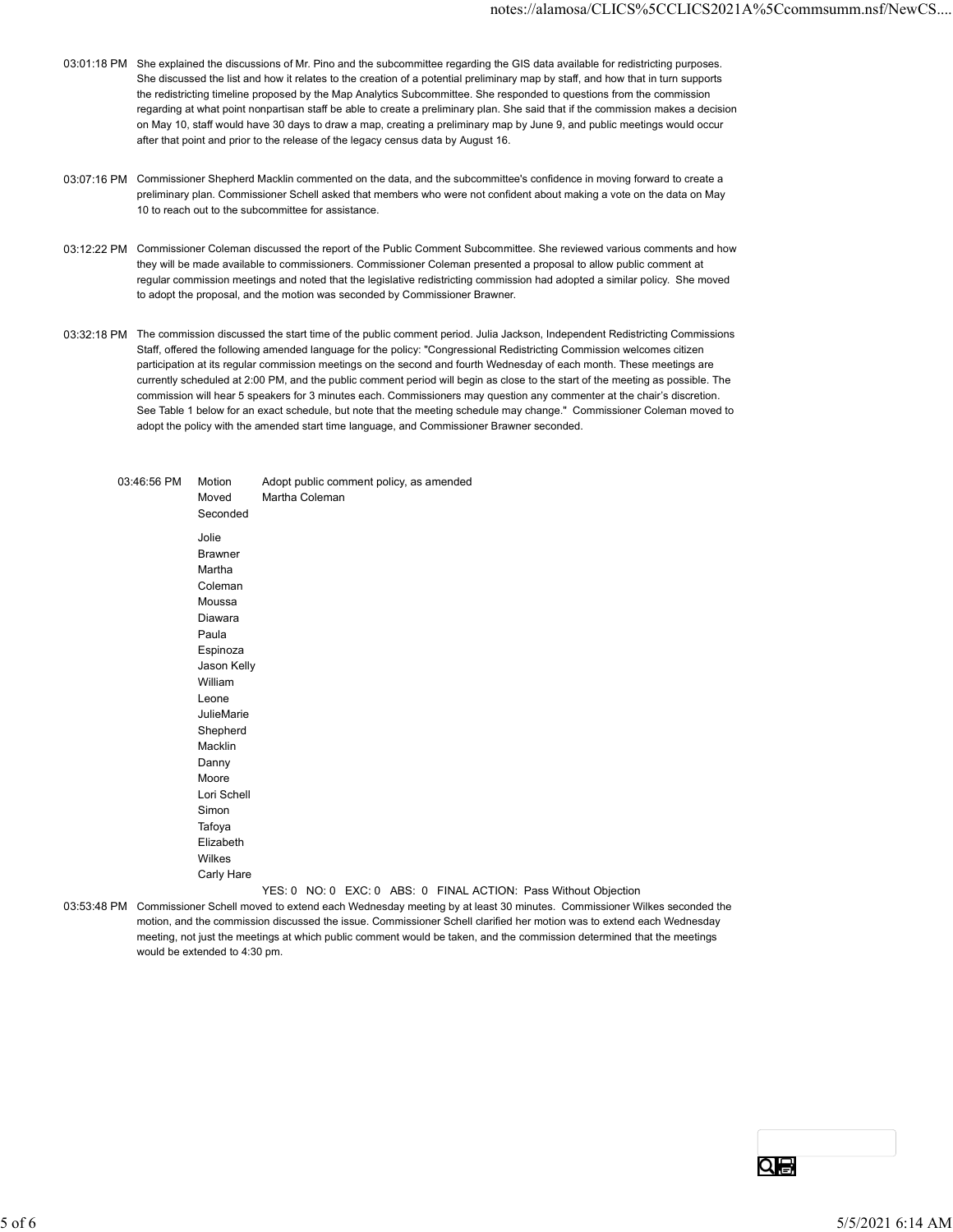03:01:18 PM She explained the discussions of Mr. Pino and the subcommittee regarding the GIS data available for redistricting purposes. She discussed the list and how it relates to the creation of a potential preliminary map by staff, and how that in turn supports the redistricting timeline proposed by the Map Analytics Subcommittee. She responded to questions from the commission regarding at what point nonpartisan staff be able to create a preliminary plan. She said that if the commission makes a decision on May 10, staff would have 30 days to draw a map, creating a preliminary map by June 9, and public meetings would occur after that point and prior to the release of the legacy census data by August 16.

03:07:16 PM Commissioner Shepherd Macklin commented on the data, and the subcommittee's confidence in moving forward to create a preliminary plan. Commissioner Schell asked that members who were not confident about making a vote on the data on May 10 to reach out to the subcommittee for assistance.

03:12:22 PM Commissioner Coleman discussed the report of the Public Comment Subcommittee. She reviewed various comments and how they will be made available to commissioners. Commissioner Coleman presented a proposal to allow public comment at regular commission meetings and noted that the legislative redistricting commission had adopted a similar policy. She moved to adopt the proposal, and the motion was seconded by Commissioner Brawner.

03:32:18 PM The commission discussed the start time of the public comment period. Julia Jackson, Independent Redistricting Commissions Staff, offered the following amended language for the policy: "Congressional Redistricting Commission welcomes citizen participation at its regular commission meetings on the second and fourth Wednesday of each month. These meetings are currently scheduled at 2:00 PM, and the public comment period will begin as close to the start of the meeting as possible. The commission will hear 5 speakers for 3 minutes each. Commissioners may question any commenter at the chair's discretion. See Table 1 below for an exact schedule, but note that the meeting schedule may change." Commissioner Coleman moved to adopt the policy with the amended start time language, and Commissioner Brawner seconded.

| 03:46:56 PM | Motion | Adopt public comment policy, as amended |
|---|---|---|
| | Moved | Martha Coleman |
| | Seconded | |
| | Jolie Brawner | |
| | Martha Coleman | |
| | Moussa Diawara | |
| | Paula Espinoza | |
| | Jason Kelly | |
| | William Leone | |
| | JulieMarie Shepherd Macklin | |
| | Danny Moore | |
| | Lori Schell | |
| | Simon Tafoya | |
| | Elizabeth Wilkes | |
| | Carly Hare | |
| | | YES: 0 NO: 0 EXC: 0 ABS: 0 FINAL ACTION: Pass Without Objection |

03:53:48 PM Commissioner Schell moved to extend each Wednesday meeting by at least 30 minutes. Commissioner Wilkes seconded the motion, and the commission discussed the issue. Commissioner Schell clarified her motion was to extend each Wednesday meeting, not just the meetings at which public comment would be taken, and the commission determined that the meetings would be extended to 4:30 pm.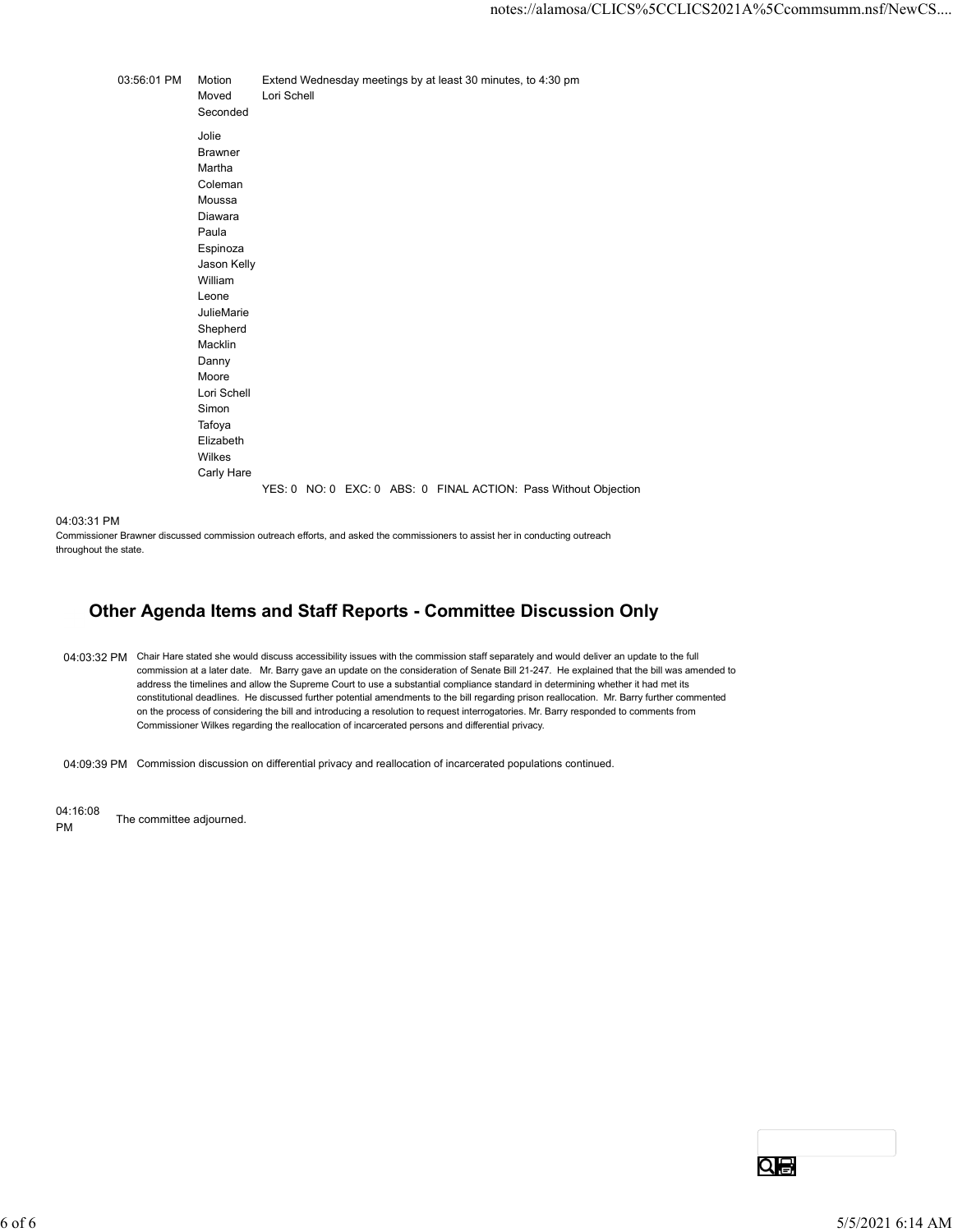| | | |
|---|---|---|
| 03:56:01 PM | Motion | Extend Wednesday meetings by at least 30 minutes, to 4:30 pm |
| | Moved | Lori Schell |
| | Seconded | |
| | Jolie Brawner | |
| | Martha Coleman | |
| | Moussa Diawara | |
| | Paula Espinoza | |
| | Jason Kelly | |
| | William Leone | |
| | JulieMarie Shepherd Macklin | |
| | Danny Moore | |
| | Lori Schell | |
| | Simon Tafoya | |
| | Elizabeth Wilkes | |
| | Carly Hare | |
| | | YES: 0 NO: 0 EXC: 0 ABS: 0 FINAL ACTION: Pass Without Objection |

04:03:31 PM
Commissioner Brawner discussed commission outreach efforts, and asked the commissioners to assist her in conducting outreach throughout the state.

## Other Agenda Items and Staff Reports - Committee Discussion Only

04:03:32 PM Chair Hare stated she would discuss accessibility issues with the commission staff separately and would deliver an update to the full commission at a later date. Mr. Barry gave an update on the consideration of Senate Bill 21-247. He explained that the bill was amended to address the timelines and allow the Supreme Court to use a substantial compliance standard in determining whether it had met its constitutional deadlines. He discussed further potential amendments to the bill regarding prison reallocation. Mr. Barry further commented on the process of considering the bill and introducing a resolution to request interrogatories. Mr. Barry responded to comments from Commissioner Wilkes regarding the reallocation of incarcerated persons and differential privacy.

04:09:39 PM Commission discussion on differential privacy and reallocation of incarcerated populations continued.

04:16:08 PM The committee adjourned.